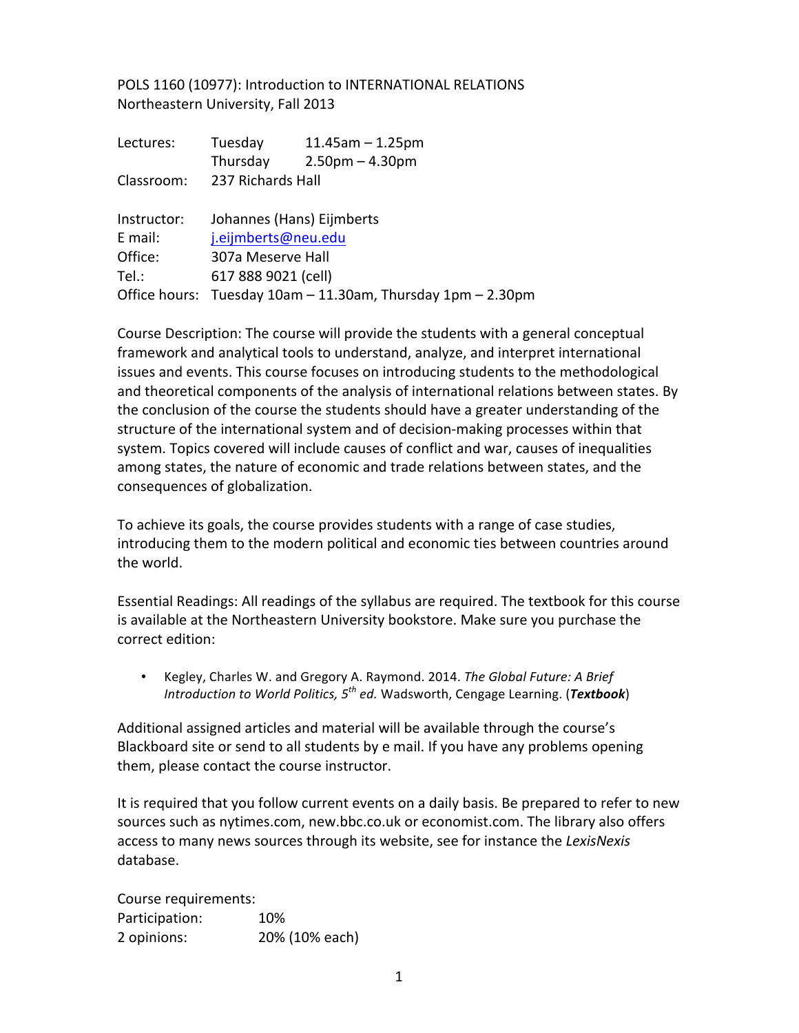POLS 1160 (10977): Introduction to INTERNATIONAL RELATIONS
Northeastern University, Fall 2013

| | | |
|---|---|---|
| Lectures: | Tuesday | 11.45am – 1.25pm |
| | Thursday | 2.50pm – 4.30pm |
| Classroom: | 237 Richards Hall | |

| | |
|---|---|
| Instructor: | Johannes (Hans) Eijmberts |
| E mail: | j.eijmberts@neu.edu |
| Office: | 307a Meserve Hall |
| Tel.: | 617 888 9021 (cell) |
| Office hours: | Tuesday 10am – 11.30am, Thursday 1pm – 2.30pm |

Course Description: The course will provide the students with a general conceptual framework and analytical tools to understand, analyze, and interpret international issues and events. This course focuses on introducing students to the methodological and theoretical components of the analysis of international relations between states. By the conclusion of the course the students should have a greater understanding of the structure of the international system and of decision-making processes within that system. Topics covered will include causes of conflict and war, causes of inequalities among states, the nature of economic and trade relations between states, and the consequences of globalization.

To achieve its goals, the course provides students with a range of case studies, introducing them to the modern political and economic ties between countries around the world.

Essential Readings: All readings of the syllabus are required. The textbook for this course is available at the Northeastern University bookstore. Make sure you purchase the correct edition:

- Kegley, Charles W. and Gregory A. Raymond. 2014. *The Global Future: A Brief Introduction to World Politics, 5th ed.* Wadsworth, Cengage Learning. (***Textbook***)

Additional assigned articles and material will be available through the course's Blackboard site or send to all students by e mail. If you have any problems opening them, please contact the course instructor.

It is required that you follow current events on a daily basis. Be prepared to refer to new sources such as nytimes.com, new.bbc.co.uk or economist.com. The library also offers access to many news sources through its website, see for instance the *LexisNexis* database.

Course requirements:

| | |
|---|---|
| Participation: | 10% |
| 2 opinions: | 20% (10% each) |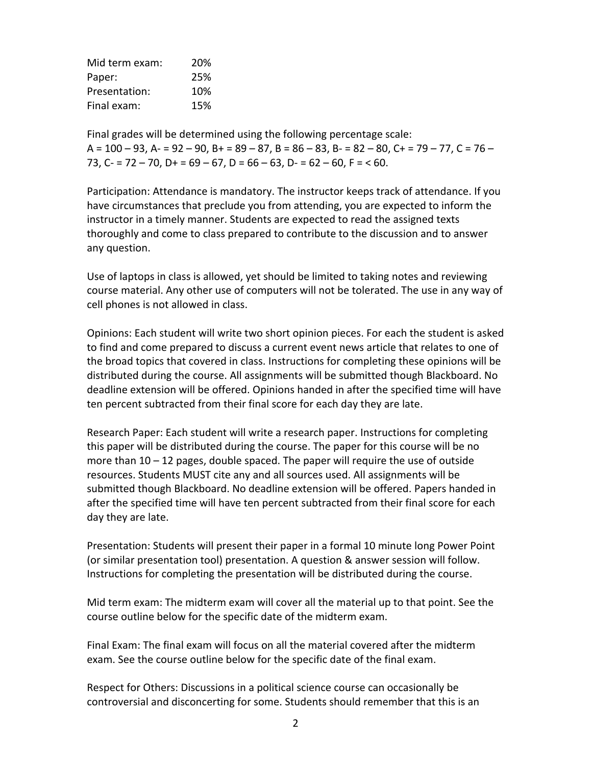| | |
|---|---|
| Mid term exam: | 20% |
| Paper: | 25% |
| Presentation: | 10% |
| Final exam: | 15% |

Final grades will be determined using the following percentage scale:
A = 100 – 93, A- = 92 – 90, B+ = 89 – 87, B = 86 – 83, B- = 82 – 80, C+ = 79 – 77, C = 76 – 73, C- = 72 – 70, D+ = 69 – 67, D = 66 – 63, D- = 62 – 60, F = < 60.

Participation: Attendance is mandatory. The instructor keeps track of attendance. If you have circumstances that preclude you from attending, you are expected to inform the instructor in a timely manner. Students are expected to read the assigned texts thoroughly and come to class prepared to contribute to the discussion and to answer any question.

Use of laptops in class is allowed, yet should be limited to taking notes and reviewing course material. Any other use of computers will not be tolerated. The use in any way of cell phones is not allowed in class.

Opinions: Each student will write two short opinion pieces. For each the student is asked to find and come prepared to discuss a current event news article that relates to one of the broad topics that covered in class. Instructions for completing these opinions will be distributed during the course. All assignments will be submitted though Blackboard. No deadline extension will be offered. Opinions handed in after the specified time will have ten percent subtracted from their final score for each day they are late.

Research Paper: Each student will write a research paper. Instructions for completing this paper will be distributed during the course. The paper for this course will be no more than 10 – 12 pages, double spaced. The paper will require the use of outside resources. Students MUST cite any and all sources used. All assignments will be submitted though Blackboard. No deadline extension will be offered. Papers handed in after the specified time will have ten percent subtracted from their final score for each day they are late.

Presentation: Students will present their paper in a formal 10 minute long Power Point (or similar presentation tool) presentation. A question & answer session will follow. Instructions for completing the presentation will be distributed during the course.

Mid term exam: The midterm exam will cover all the material up to that point. See the course outline below for the specific date of the midterm exam.

Final Exam: The final exam will focus on all the material covered after the midterm exam. See the course outline below for the specific date of the final exam.

Respect for Others: Discussions in a political science course can occasionally be controversial and disconcerting for some. Students should remember that this is an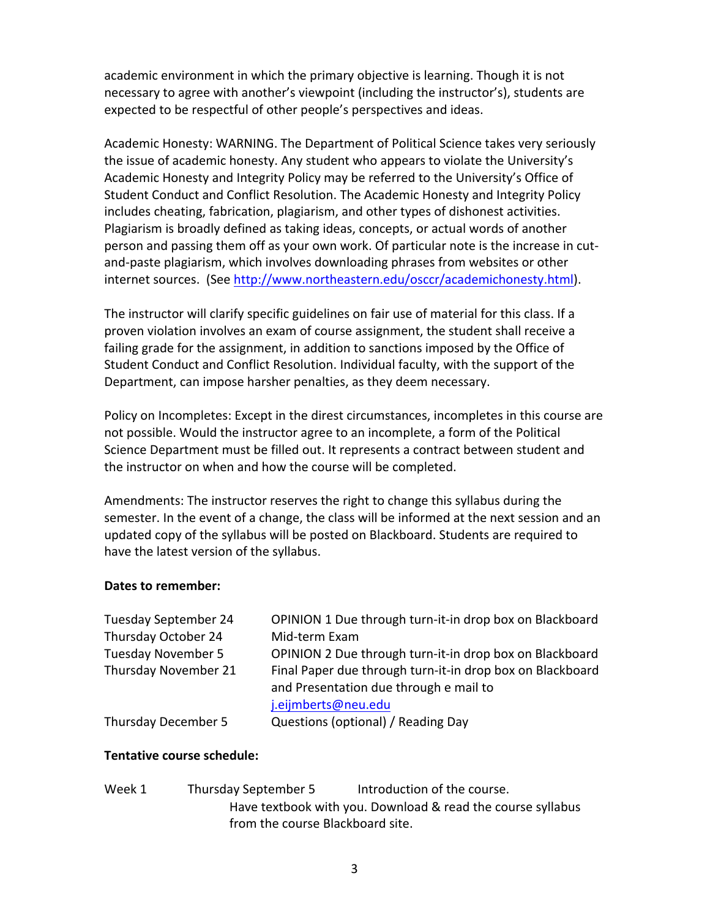academic environment in which the primary objective is learning. Though it is not necessary to agree with another's viewpoint (including the instructor's), students are expected to be respectful of other people's perspectives and ideas.

Academic Honesty: WARNING. The Department of Political Science takes very seriously the issue of academic honesty. Any student who appears to violate the University's Academic Honesty and Integrity Policy may be referred to the University's Office of Student Conduct and Conflict Resolution. The Academic Honesty and Integrity Policy includes cheating, fabrication, plagiarism, and other types of dishonest activities. Plagiarism is broadly defined as taking ideas, concepts, or actual words of another person and passing them off as your own work. Of particular note is the increase in cut-and-paste plagiarism, which involves downloading phrases from websites or other internet sources. (See http://www.northeastern.edu/osccr/academichonesty.html).

The instructor will clarify specific guidelines on fair use of material for this class. If a proven violation involves an exam of course assignment, the student shall receive a failing grade for the assignment, in addition to sanctions imposed by the Office of Student Conduct and Conflict Resolution. Individual faculty, with the support of the Department, can impose harsher penalties, as they deem necessary.

Policy on Incompletes: Except in the direst circumstances, incompletes in this course are not possible. Would the instructor agree to an incomplete, a form of the Political Science Department must be filled out. It represents a contract between student and the instructor on when and how the course will be completed.

Amendments: The instructor reserves the right to change this syllabus during the semester. In the event of a change, the class will be informed at the next session and an updated copy of the syllabus will be posted on Blackboard. Students are required to have the latest version of the syllabus.

**Dates to remember:**

| | |
|---|---|
| Tuesday September 24 | OPINION 1 Due through turn-it-in drop box on Blackboard |
| Thursday October 24 | Mid-term Exam |
| Tuesday November 5 | OPINION 2 Due through turn-it-in drop box on Blackboard |
| Thursday November 21 | Final Paper due through turn-it-in drop box on Blackboard and Presentation due through e mail to j.eijmberts@neu.edu |
| Thursday December 5 | Questions (optional) / Reading Day |

**Tentative course schedule:**

Week 1 Thursday September 5 Introduction of the course.
Have textbook with you. Download & read the course syllabus from the course Blackboard site.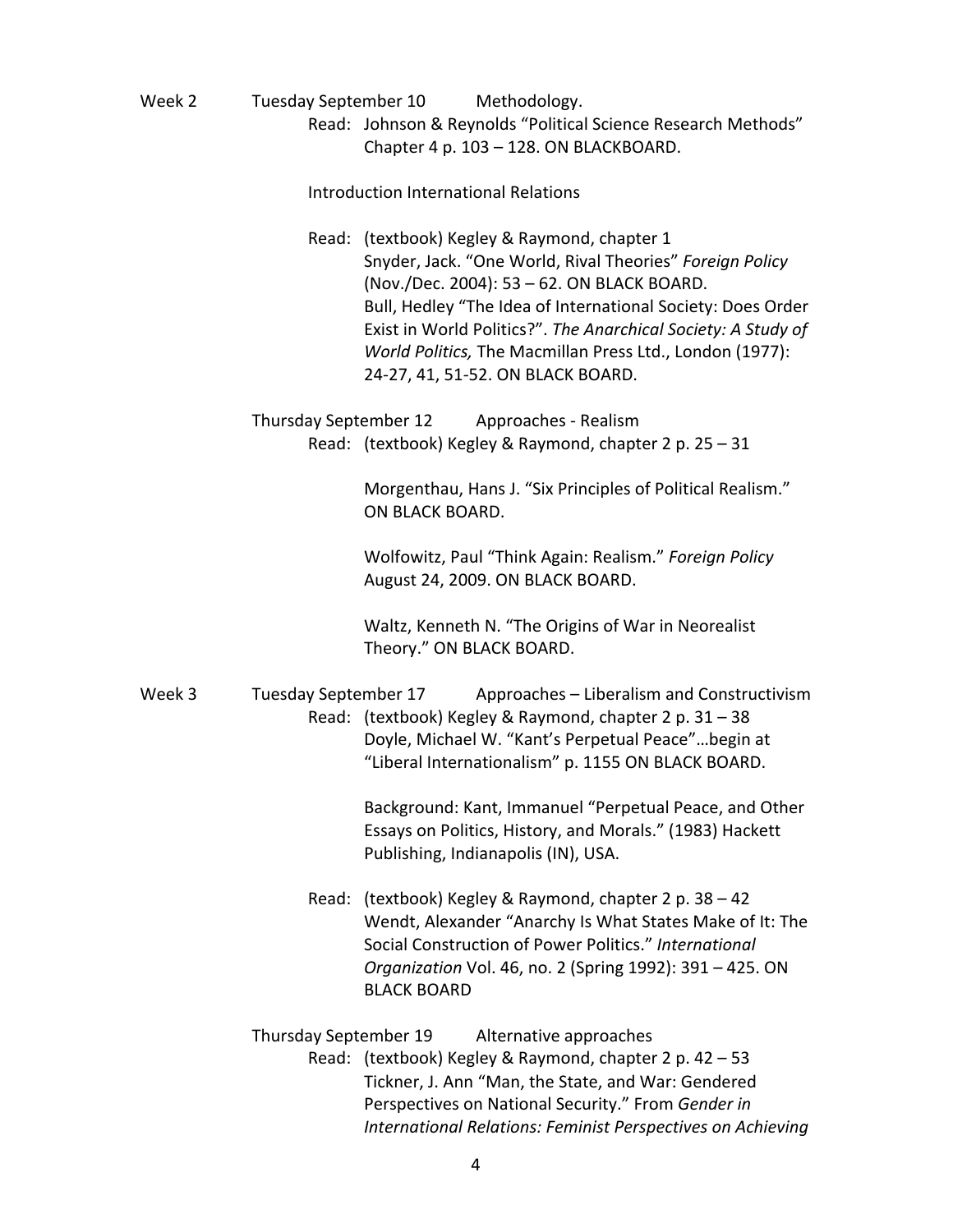**Week 2** Tuesday September 10 Methodology.

Read: Johnson & Reynolds "Political Science Research Methods" Chapter 4 p. 103 – 128. ON BLACKBOARD.

Introduction International Relations

Read: (textbook) Kegley & Raymond, chapter 1
Snyder, Jack. "One World, Rival Theories" *Foreign Policy* (Nov./Dec. 2004): 53 – 62. ON BLACK BOARD.
Bull, Hedley "The Idea of International Society: Does Order Exist in World Politics?". *The Anarchical Society: A Study of World Politics,* The Macmillan Press Ltd., London (1977): 24-27, 41, 51-52. ON BLACK BOARD.

Thursday September 12 Approaches - Realism

Read: (textbook) Kegley & Raymond, chapter 2 p. 25 – 31

Morgenthau, Hans J. "Six Principles of Political Realism." ON BLACK BOARD.

Wolfowitz, Paul "Think Again: Realism." *Foreign Policy* August 24, 2009. ON BLACK BOARD.

Waltz, Kenneth N. "The Origins of War in Neorealist Theory." ON BLACK BOARD.

**Week 3** Tuesday September 17 Approaches – Liberalism and Constructivism

Read: (textbook) Kegley & Raymond, chapter 2 p. 31 – 38
Doyle, Michael W. "Kant's Perpetual Peace"…begin at "Liberal Internationalism" p. 1155 ON BLACK BOARD.

Background: Kant, Immanuel "Perpetual Peace, and Other Essays on Politics, History, and Morals." (1983) Hackett Publishing, Indianapolis (IN), USA.

Read: (textbook) Kegley & Raymond, chapter 2 p. 38 – 42
Wendt, Alexander "Anarchy Is What States Make of It: The Social Construction of Power Politics." *International Organization* Vol. 46, no. 2 (Spring 1992): 391 – 425. ON BLACK BOARD

Thursday September 19 Alternative approaches

Read: (textbook) Kegley & Raymond, chapter 2 p. 42 – 53
Tickner, J. Ann "Man, the State, and War: Gendered Perspectives on National Security." From *Gender in International Relations: Feminist Perspectives on Achieving*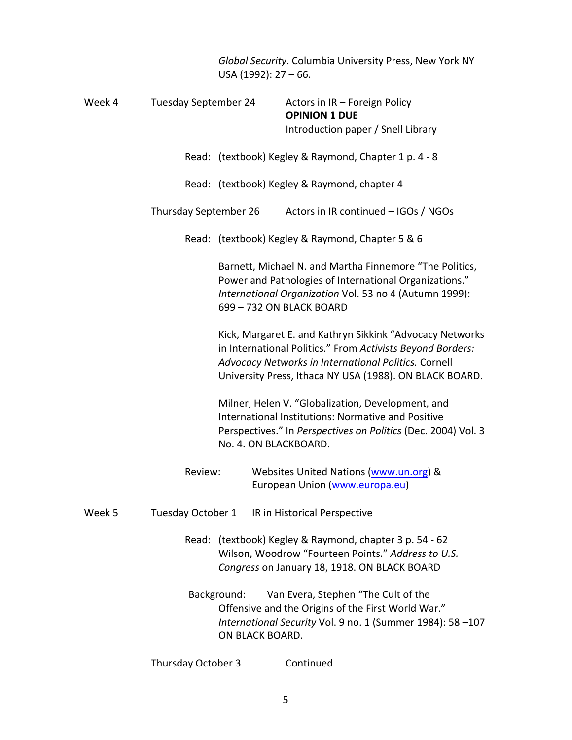*Global Security*. Columbia University Press, New York NY USA (1992): 27 – 66.

Week 4 Tuesday September 24 Actors in IR – Foreign Policy
**OPINION 1 DUE**
Introduction paper / Snell Library

Read: (textbook) Kegley & Raymond, Chapter 1 p. 4 - 8

Read: (textbook) Kegley & Raymond, chapter 4

Thursday September 26 Actors in IR continued – IGOs / NGOs

Read: (textbook) Kegley & Raymond, Chapter 5 & 6

Barnett, Michael N. and Martha Finnemore "The Politics, Power and Pathologies of International Organizations." *International Organization* Vol. 53 no 4 (Autumn 1999): 699 – 732 ON BLACK BOARD

Kick, Margaret E. and Kathryn Sikkink "Advocacy Networks in International Politics." From *Activists Beyond Borders: Advocacy Networks in International Politics.* Cornell University Press, Ithaca NY USA (1988). ON BLACK BOARD.

Milner, Helen V. "Globalization, Development, and International Institutions: Normative and Positive Perspectives." In *Perspectives on Politics* (Dec. 2004) Vol. 3 No. 4. ON BLACKBOARD.

Review: Websites United Nations (www.un.org) & European Union (www.europa.eu)

Week 5 Tuesday October 1 IR in Historical Perspective

Read: (textbook) Kegley & Raymond, chapter 3 p. 54 - 62
Wilson, Woodrow "Fourteen Points." *Address to U.S. Congress* on January 18, 1918. ON BLACK BOARD

Background: Van Evera, Stephen "The Cult of the Offensive and the Origins of the First World War." *International Security* Vol. 9 no. 1 (Summer 1984): 58 –107 ON BLACK BOARD.

Thursday October 3 Continued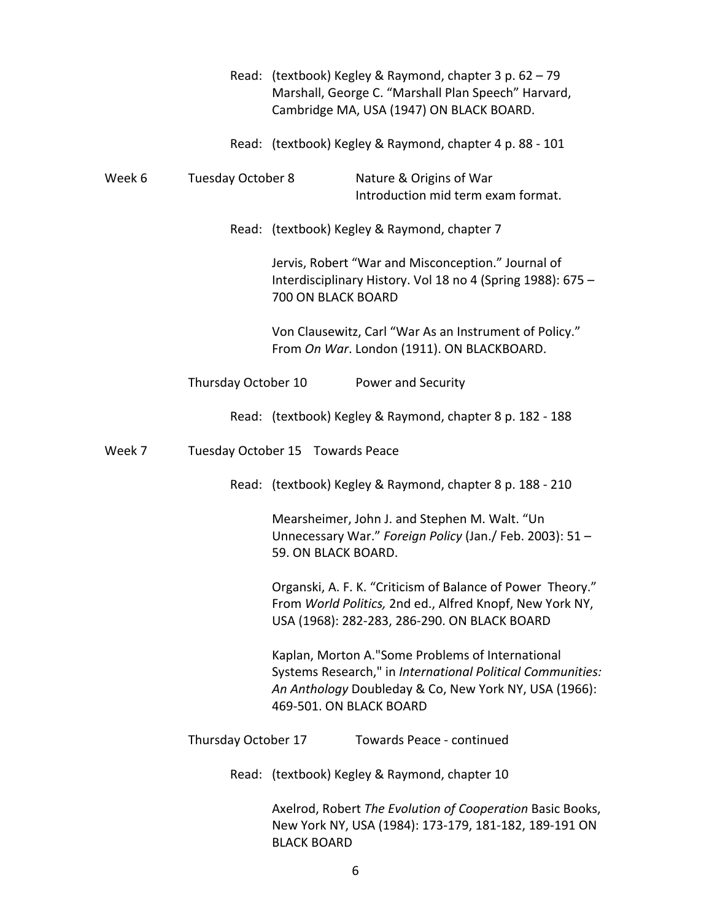Read: (textbook) Kegley & Raymond, chapter 3 p. 62 – 79
Marshall, George C. "Marshall Plan Speech" Harvard, Cambridge MA, USA (1947) ON BLACK BOARD.

Read: (textbook) Kegley & Raymond, chapter 4 p. 88 - 101

**Week 6** Tuesday October 8 — Nature & Origins of War
Introduction mid term exam format.

Read: (textbook) Kegley & Raymond, chapter 7

Jervis, Robert "War and Misconception." Journal of Interdisciplinary History. Vol 18 no 4 (Spring 1988): 675 – 700 ON BLACK BOARD

Von Clausewitz, Carl "War As an Instrument of Policy." From *On War*. London (1911). ON BLACKBOARD.

Thursday October 10 — Power and Security

Read: (textbook) Kegley & Raymond, chapter 8 p. 182 - 188

**Week 7** Tuesday October 15 — Towards Peace

Read: (textbook) Kegley & Raymond, chapter 8 p. 188 - 210

Mearsheimer, John J. and Stephen M. Walt. "Un Unnecessary War." *Foreign Policy* (Jan./ Feb. 2003): 51 – 59. ON BLACK BOARD.

Organski, A. F. K. "Criticism of Balance of Power Theory." From *World Politics,* 2nd ed., Alfred Knopf, New York NY, USA (1968): 282-283, 286-290. ON BLACK BOARD

Kaplan, Morton A."Some Problems of International Systems Research," in *International Political Communities: An Anthology* Doubleday & Co, New York NY, USA (1966): 469-501. ON BLACK BOARD

Thursday October 17 — Towards Peace - continued

Read: (textbook) Kegley & Raymond, chapter 10

Axelrod, Robert *The Evolution of Cooperation* Basic Books, New York NY, USA (1984): 173-179, 181-182, 189-191 ON BLACK BOARD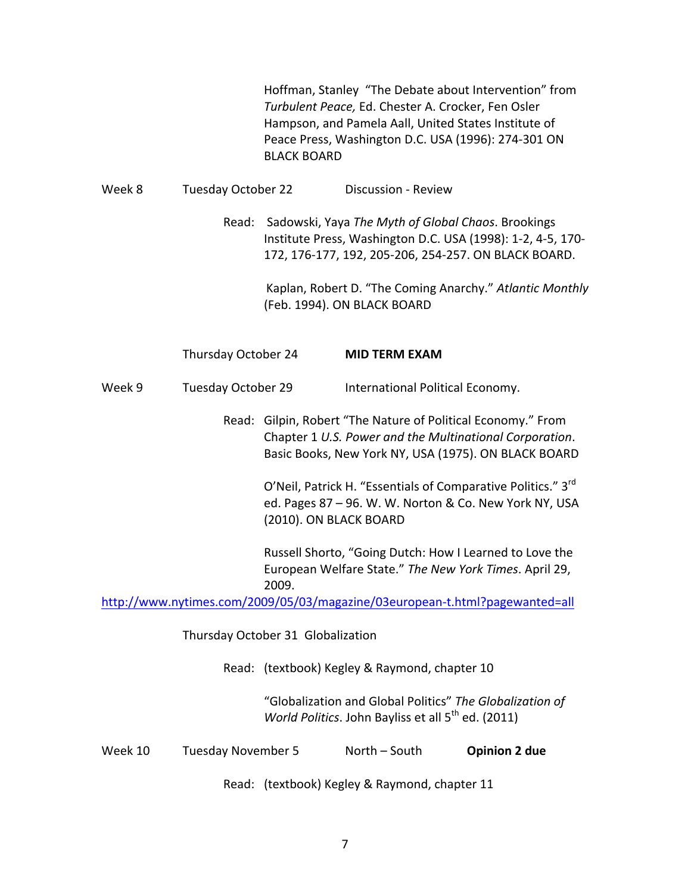Hoffman, Stanley "The Debate about Intervention" from *Turbulent Peace,* Ed. Chester A. Crocker, Fen Osler Hampson, and Pamela Aall, United States Institute of Peace Press, Washington D.C. USA (1996): 274-301 ON BLACK BOARD

Week 8 Tuesday October 22 Discussion - Review

Read: Sadowski, Yaya *The Myth of Global Chaos*. Brookings Institute Press, Washington D.C. USA (1998): 1-2, 4-5, 170-172, 176-177, 192, 205-206, 254-257. ON BLACK BOARD.

Kaplan, Robert D. "The Coming Anarchy." *Atlantic Monthly* (Feb. 1994). ON BLACK BOARD

Thursday October 24 **MID TERM EXAM**

Week 9 Tuesday October 29 International Political Economy.

Read: Gilpin, Robert "The Nature of Political Economy." From Chapter 1 *U.S. Power and the Multinational Corporation*. Basic Books, New York NY, USA (1975). ON BLACK BOARD

O'Neil, Patrick H. "Essentials of Comparative Politics." 3rd ed. Pages 87 – 96. W. W. Norton & Co. New York NY, USA (2010). ON BLACK BOARD

Russell Shorto, "Going Dutch: How I Learned to Love the European Welfare State." *The New York Times*. April 29, 2009.
http://www.nytimes.com/2009/05/03/magazine/03european-t.html?pagewanted=all

Thursday October 31 Globalization

Read: (textbook) Kegley & Raymond, chapter 10

"Globalization and Global Politics" *The Globalization of World Politics*. John Bayliss et all 5th ed. (2011)

Week 10 Tuesday November 5 North – South **Opinion 2 due**

Read: (textbook) Kegley & Raymond, chapter 11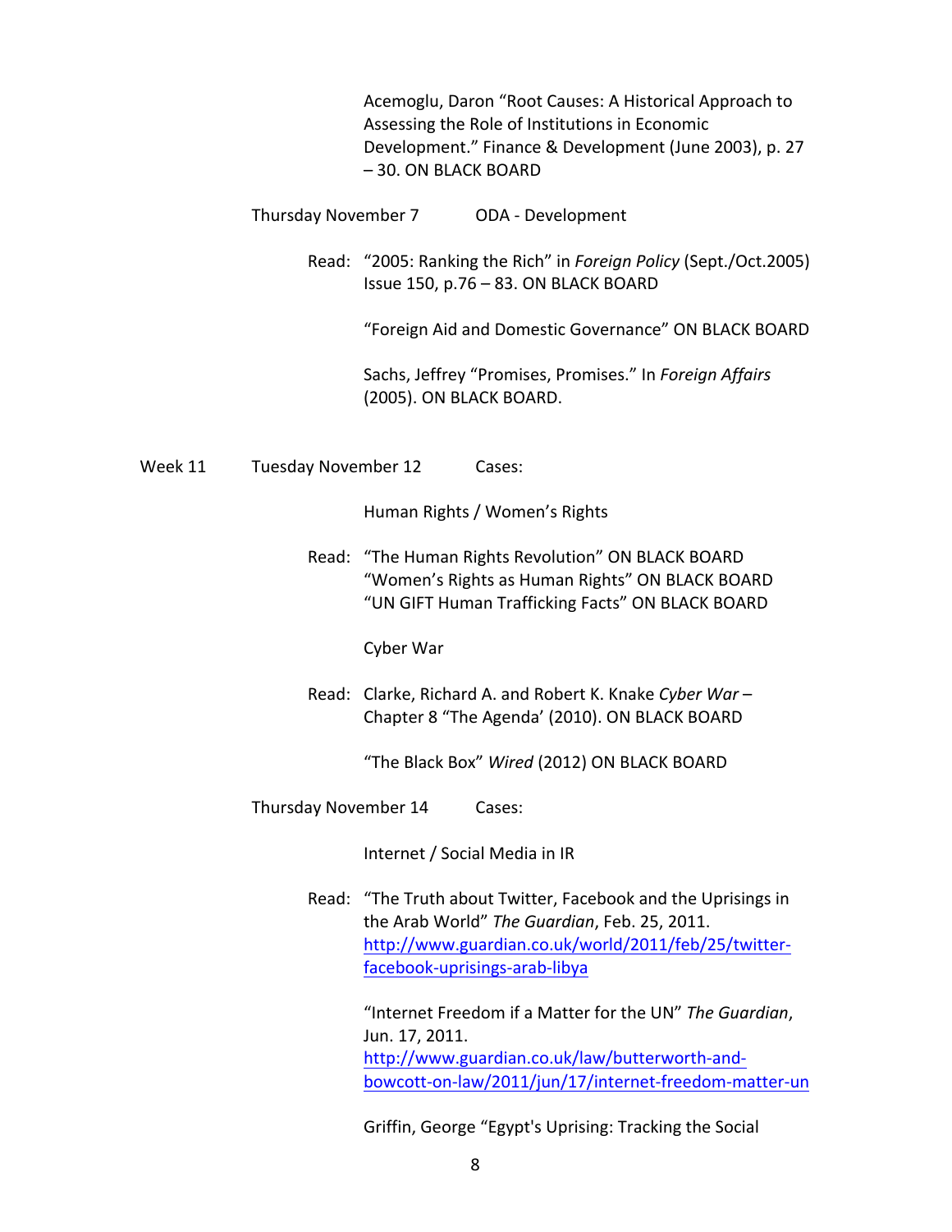Acemoglu, Daron "Root Causes: A Historical Approach to Assessing the Role of Institutions in Economic Development." Finance & Development (June 2003), p. 27 – 30. ON BLACK BOARD

Thursday November 7 ODA - Development

Read: "2005: Ranking the Rich" in *Foreign Policy* (Sept./Oct.2005) Issue 150, p.76 – 83. ON BLACK BOARD

"Foreign Aid and Domestic Governance" ON BLACK BOARD

Sachs, Jeffrey "Promises, Promises." In *Foreign Affairs* (2005). ON BLACK BOARD.

Week 11 Tuesday November 12 Cases:

Human Rights / Women's Rights

Read: "The Human Rights Revolution" ON BLACK BOARD
"Women's Rights as Human Rights" ON BLACK BOARD
"UN GIFT Human Trafficking Facts" ON BLACK BOARD

Cyber War

Read: Clarke, Richard A. and Robert K. Knake *Cyber War* – Chapter 8 "The Agenda' (2010). ON BLACK BOARD

"The Black Box" *Wired* (2012) ON BLACK BOARD

Thursday November 14 Cases:

Internet / Social Media in IR

Read: "The Truth about Twitter, Facebook and the Uprisings in the Arab World" *The Guardian*, Feb. 25, 2011. http://www.guardian.co.uk/world/2011/feb/25/twitter-facebook-uprisings-arab-libya

"Internet Freedom if a Matter for the UN" *The Guardian*, Jun. 17, 2011. http://www.guardian.co.uk/law/butterworth-and-bowcott-on-law/2011/jun/17/internet-freedom-matter-un

Griffin, George "Egypt's Uprising: Tracking the Social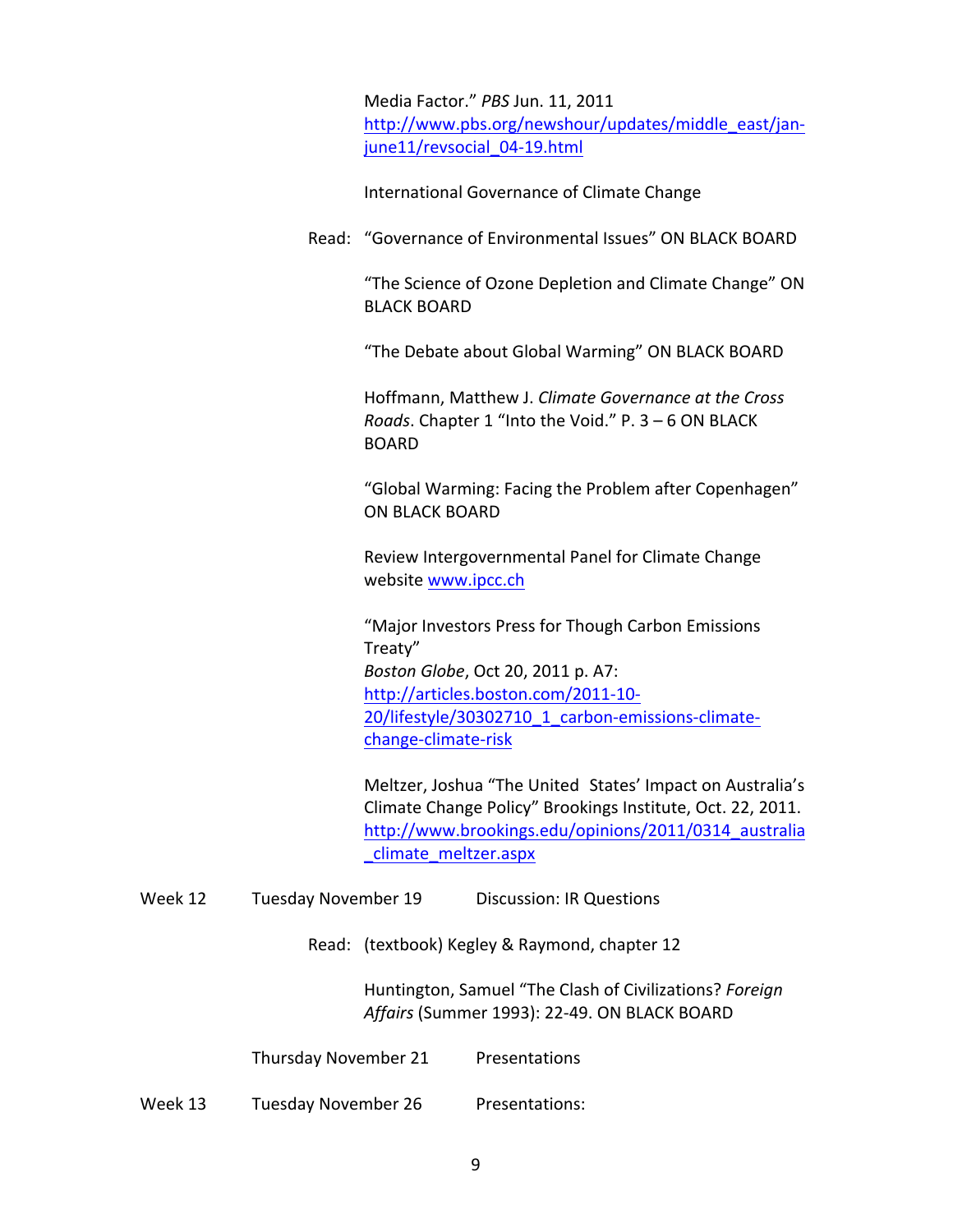Media Factor." *PBS* Jun. 11, 2011
http://www.pbs.org/newshour/updates/middle_east/jan-june11/revsocial_04-19.html

International Governance of Climate Change

Read: "Governance of Environmental Issues" ON BLACK BOARD

"The Science of Ozone Depletion and Climate Change" ON BLACK BOARD

"The Debate about Global Warming" ON BLACK BOARD

Hoffmann, Matthew J. *Climate Governance at the Cross Roads*. Chapter 1 "Into the Void." P. 3 – 6 ON BLACK BOARD

"Global Warming: Facing the Problem after Copenhagen" ON BLACK BOARD

Review Intergovernmental Panel for Climate Change website www.ipcc.ch

"Major Investors Press for Though Carbon Emissions Treaty"
*Boston Globe*, Oct 20, 2011 p. A7:
http://articles.boston.com/2011-10-20/lifestyle/30302710_1_carbon-emissions-climate-change-climate-risk

Meltzer, Joshua "The United States' Impact on Australia's Climate Change Policy" Brookings Institute, Oct. 22, 2011.
http://www.brookings.edu/opinions/2011/0314_australia_climate_meltzer.aspx

Week 12 Tuesday November 19 Discussion: IR Questions

Read: (textbook) Kegley & Raymond, chapter 12

Huntington, Samuel "The Clash of Civilizations? *Foreign Affairs* (Summer 1993): 22-49. ON BLACK BOARD

Thursday November 21 Presentations

Week 13 Tuesday November 26 Presentations: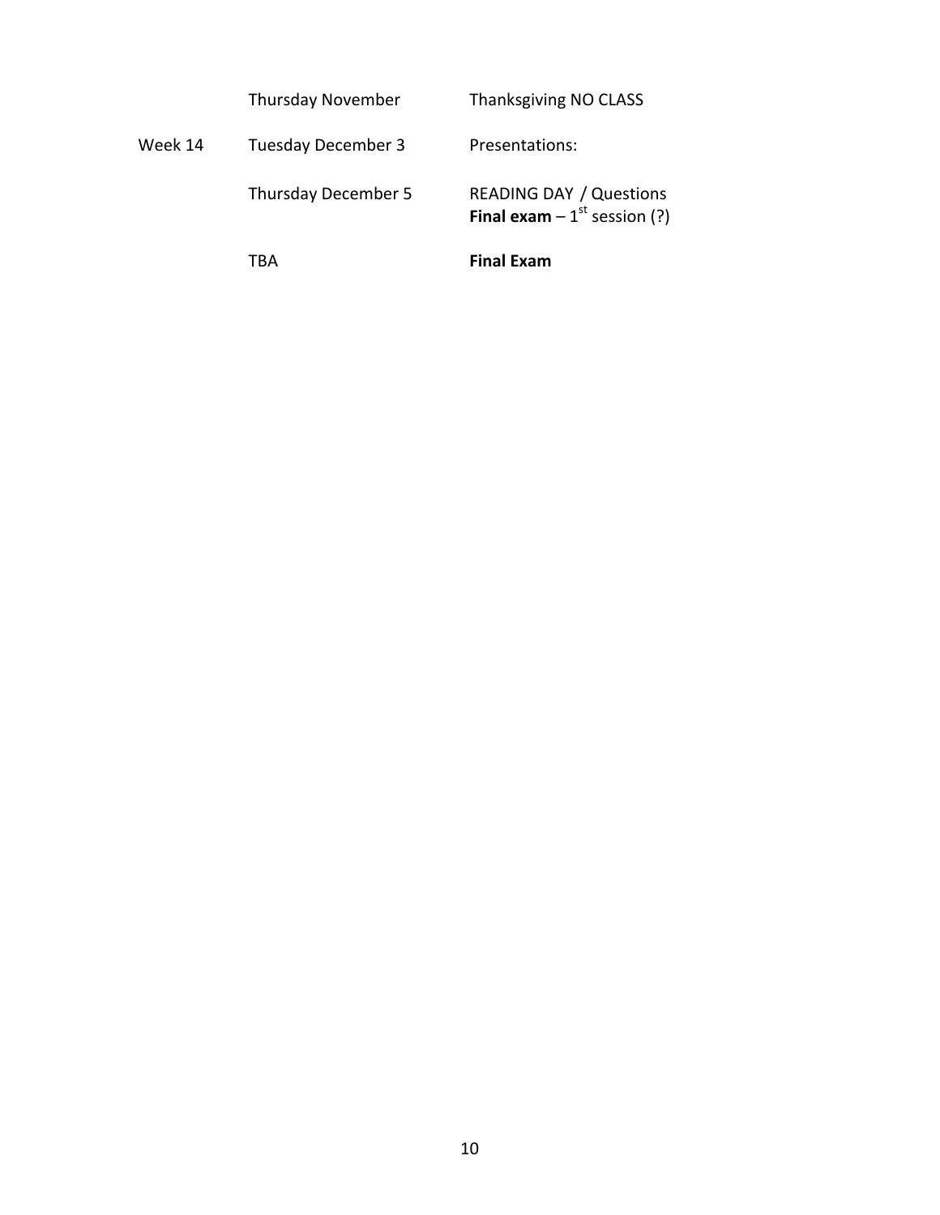| | | |
|---|---|---|
| | Thursday November | Thanksgiving NO CLASS |
| Week 14 | Tuesday December 3 | Presentations: |
| | Thursday December 5 | READING DAY / Questions<br>**Final exam** – 1st session (?) |
| | TBA | **Final Exam** |